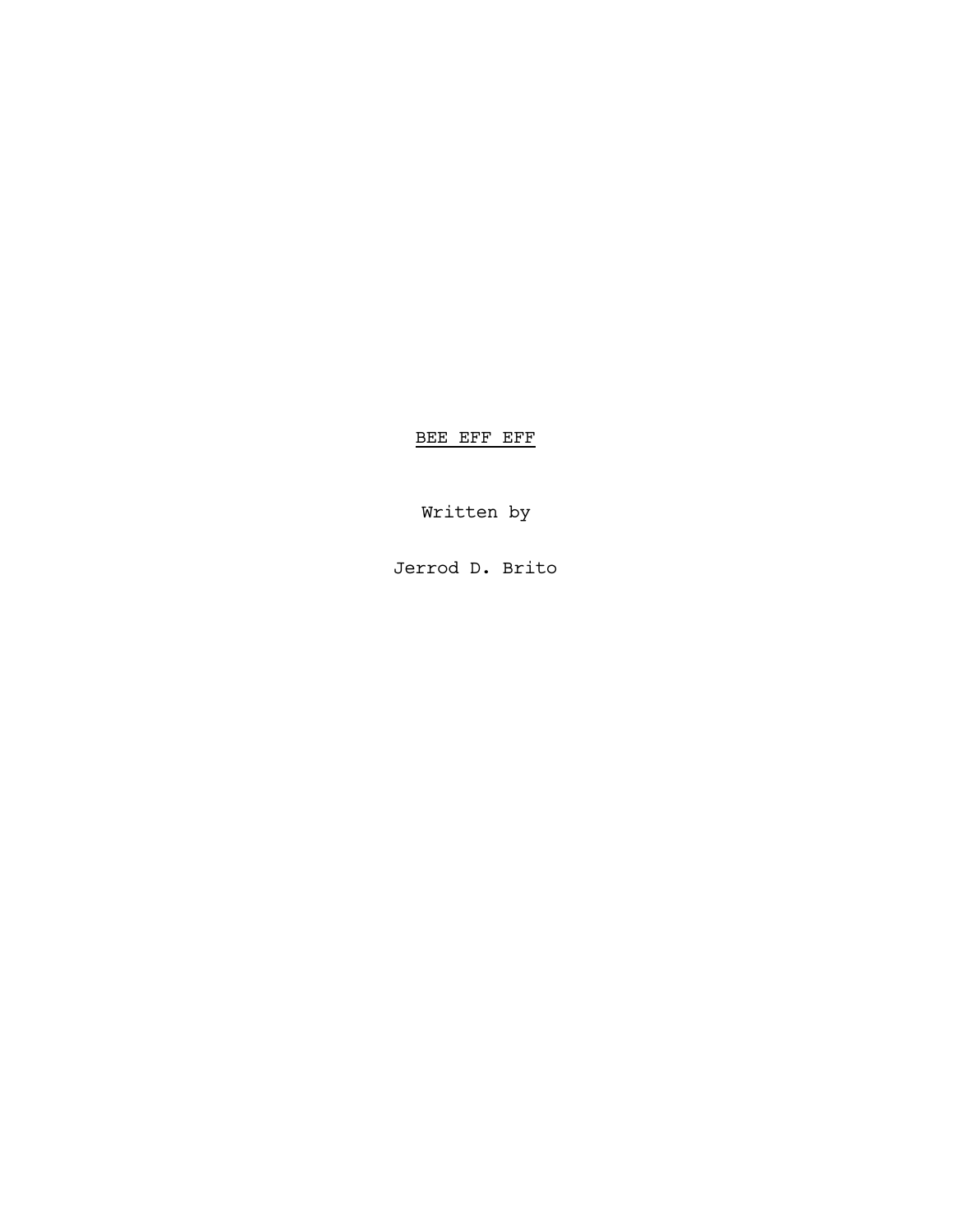# <u>BEE EFF EFF</u>

Written by

Jerrod D. Brito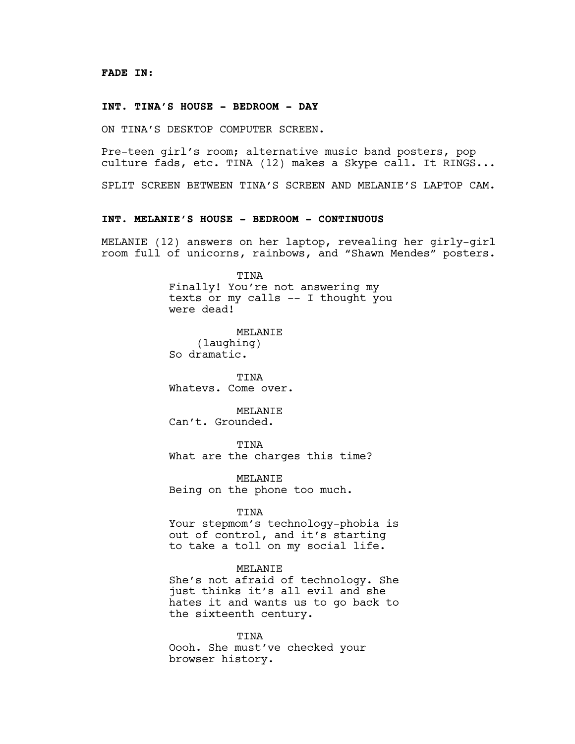**FADE IN:**

**INT. TINA’S HOUSE - BEDROOM - DAY**

ON TINA’S DESKTOP COMPUTER SCREEN.

Pre-teen girl’s room; alternative music band posters, pop culture fads, etc. TINA (12) makes a Skype call. It RINGS...

SPLIT SCREEN BETWEEN TINA’S SCREEN AND MELANIE’S LAPTOP CAM.

**INT. MELANIE’S HOUSE - BEDROOM - CONTINUOUS**

MELANIE (12) answers on her laptop, revealing her girly-girl room full of unicorns, rainbows, and “Shawn Mendes” posters.

TINA
Finally! You’re not answering my texts or my calls -- I thought you were dead!

MELANIE
(laughing)
So dramatic.

TINA
Whatevs. Come over.

MELANIE
Can’t. Grounded.

TINA
What are the charges this time?

MELANIE
Being on the phone too much.

TINA
Your stepmom’s technology-phobia is out of control, and it’s starting to take a toll on my social life.

MELANIE
She’s not afraid of technology. She just thinks it’s all evil and she hates it and wants us to go back to the sixteenth century.

TINA
Oooh. She must’ve checked your browser history.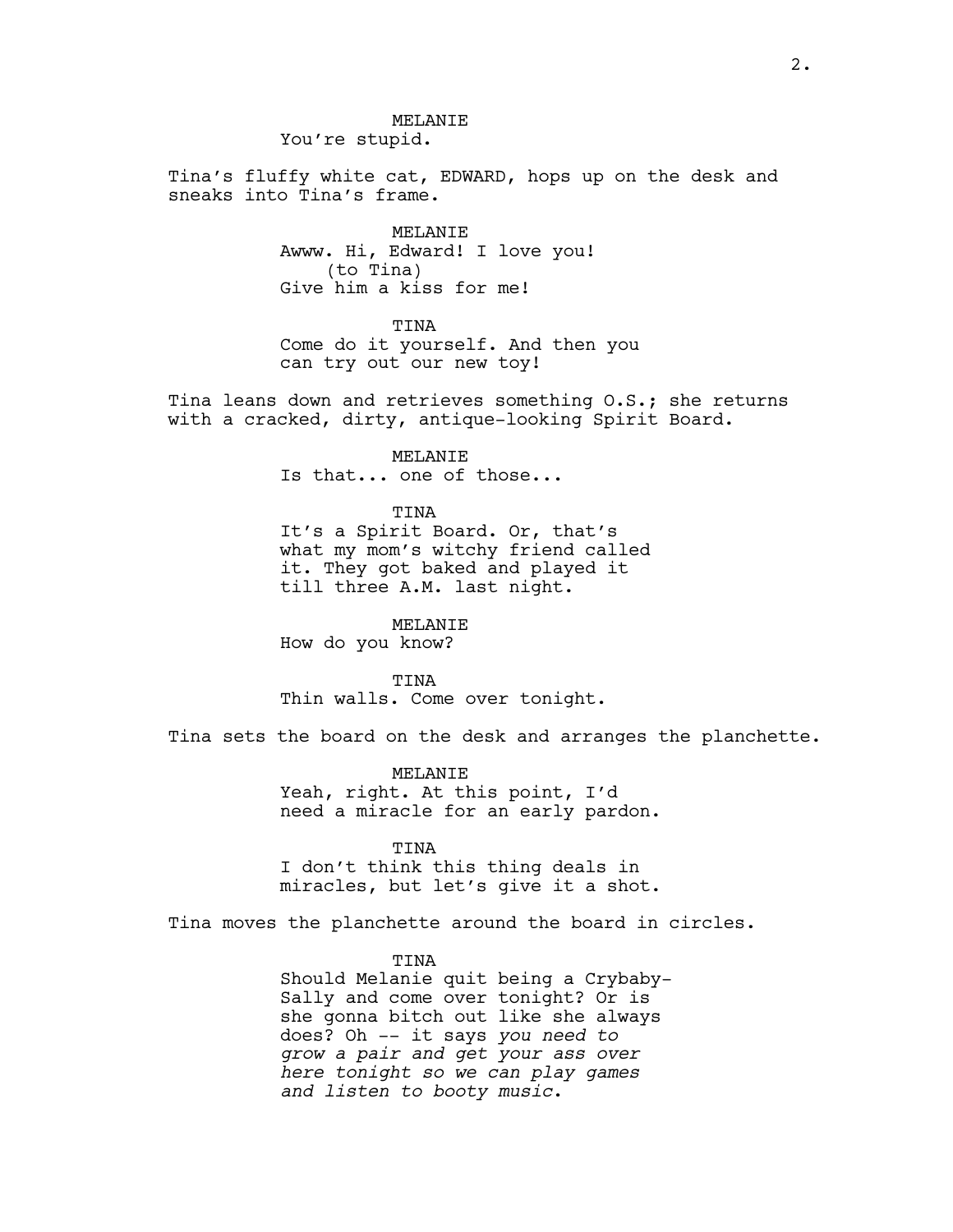MELANIE
You're stupid.

Tina's fluffy white cat, EDWARD, hops up on the desk and sneaks into Tina's frame.

MELANIE
Awww. Hi, Edward! I love you!
(to Tina)
Give him a kiss for me!

TINA
Come do it yourself. And then you can try out our new toy!

Tina leans down and retrieves something O.S.; she returns with a cracked, dirty, antique-looking Spirit Board.

MELANIE
Is that... one of those...

TINA
It's a Spirit Board. Or, that's what my mom's witchy friend called it. They got baked and played it till three A.M. last night.

MELANIE
How do you know?

TINA
Thin walls. Come over tonight.

Tina sets the board on the desk and arranges the planchette.

MELANIE
Yeah, right. At this point, I'd need a miracle for an early pardon.

TINA
I don't think this thing deals in miracles, but let's give it a shot.

Tina moves the planchette around the board in circles.

TINA
Should Melanie quit being a Crybaby-Sally and come over tonight? Or is she gonna bitch out like she always does? Oh -- it says *you need to grow a pair and get your ass over here tonight so we can play games and listen to booty music*.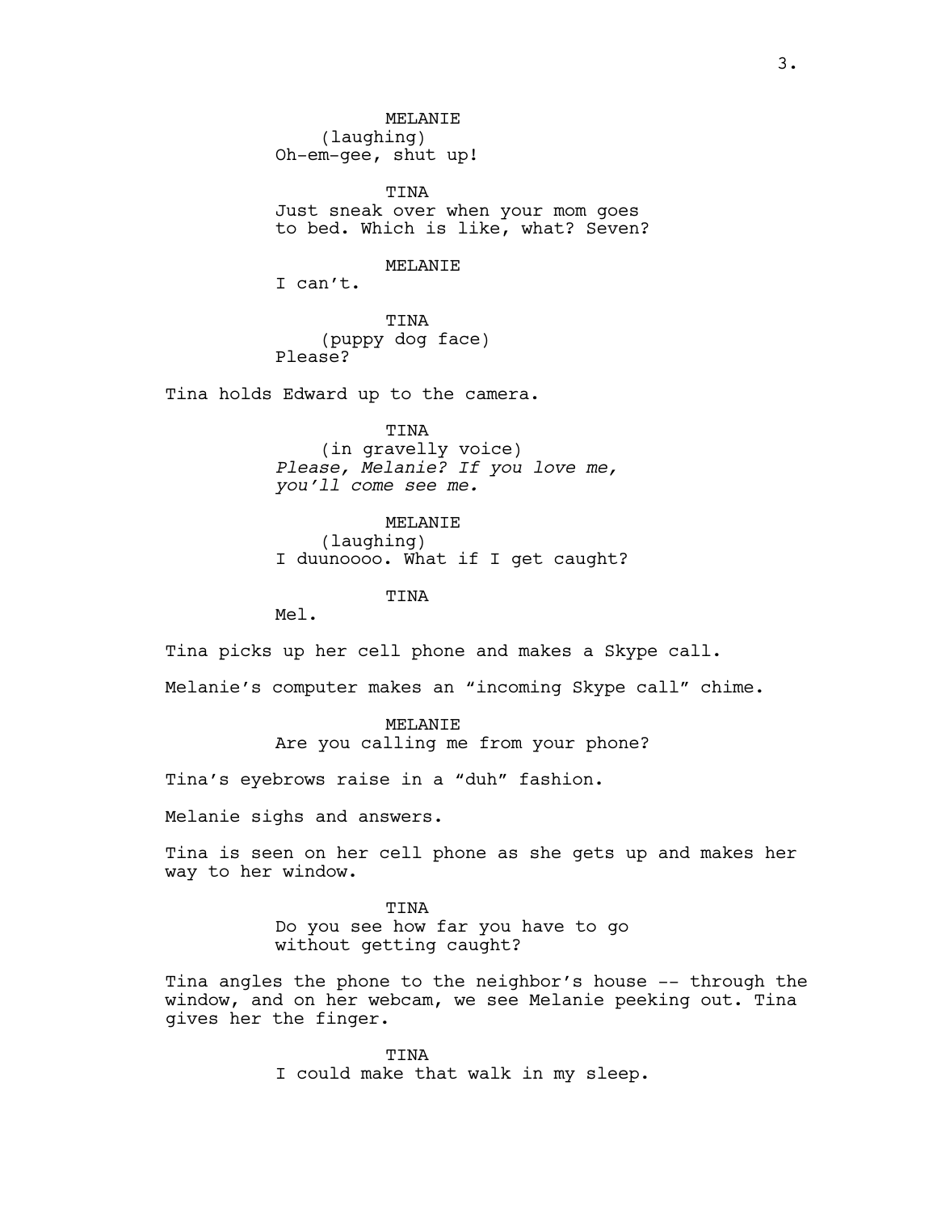MELANIE
(laughing)
Oh-em-gee, shut up!

TINA
Just sneak over when your mom goes to bed. Which is like, what? Seven?

MELANIE
I can't.

TINA
(puppy dog face)
Please?

Tina holds Edward up to the camera.

TINA
(in gravelly voice)
*Please, Melanie? If you love me, you'll come see me.*

MELANIE
(laughing)
I duunoooo. What if I get caught?

TINA
Mel.

Tina picks up her cell phone and makes a Skype call.

Melanie's computer makes an "incoming Skype call" chime.

MELANIE
Are you calling me from your phone?

Tina's eyebrows raise in a "duh" fashion.

Melanie sighs and answers.

Tina is seen on her cell phone as she gets up and makes her way to her window.

TINA
Do you see how far you have to go without getting caught?

Tina angles the phone to the neighbor's house -- through the window, and on her webcam, we see Melanie peeking out. Tina gives her the finger.

TINA
I could make that walk in my sleep.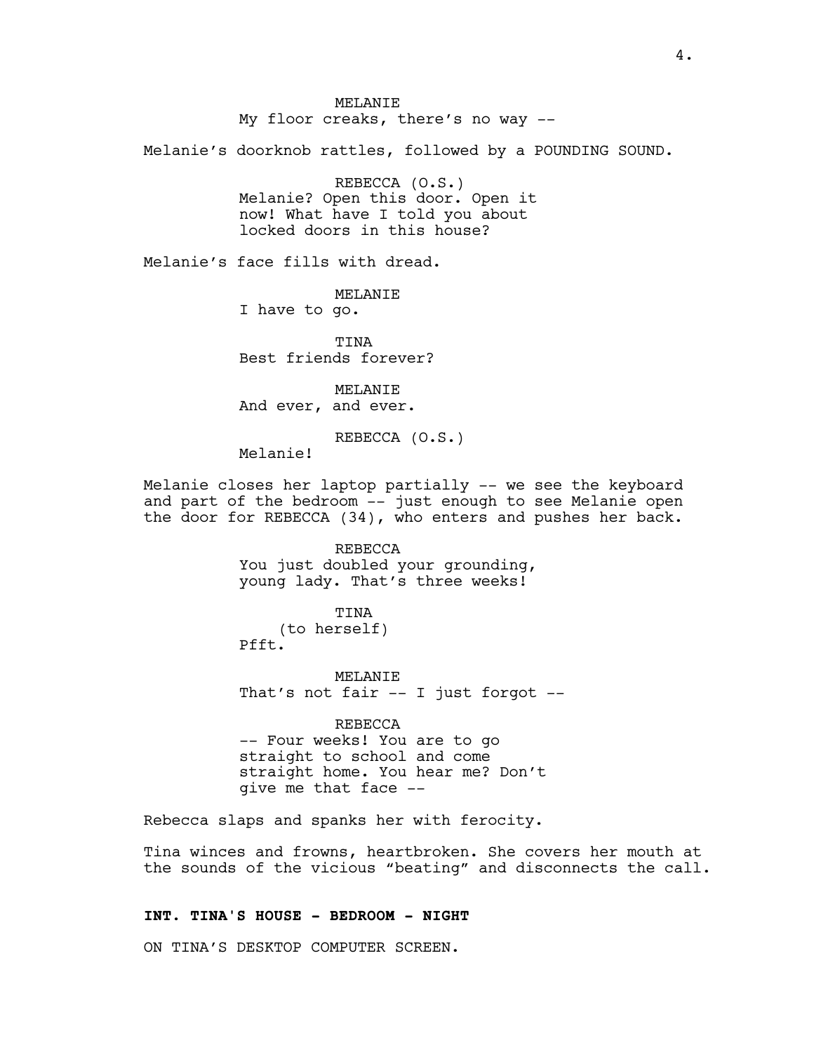MELANIE
My floor creaks, there's no way --

Melanie's doorknob rattles, followed by a POUNDING SOUND.

REBECCA (O.S.)
Melanie? Open this door. Open it now! What have I told you about locked doors in this house?

Melanie's face fills with dread.

MELANIE
I have to go.

TINA
Best friends forever?

MELANIE
And ever, and ever.

REBECCA (O.S.)
Melanie!

Melanie closes her laptop partially -- we see the keyboard and part of the bedroom -- just enough to see Melanie open the door for REBECCA (34), who enters and pushes her back.

REBECCA
You just doubled your grounding, young lady. That's three weeks!

TINA
(to herself)
Pfft.

MELANIE
That's not fair -- I just forgot --

REBECCA
-- Four weeks! You are to go straight to school and come straight home. You hear me? Don't give me that face --

Rebecca slaps and spanks her with ferocity.

Tina winces and frowns, heartbroken. She covers her mouth at the sounds of the vicious "beating" and disconnects the call.

**INT. TINA'S HOUSE - BEDROOM - NIGHT**

ON TINA'S DESKTOP COMPUTER SCREEN.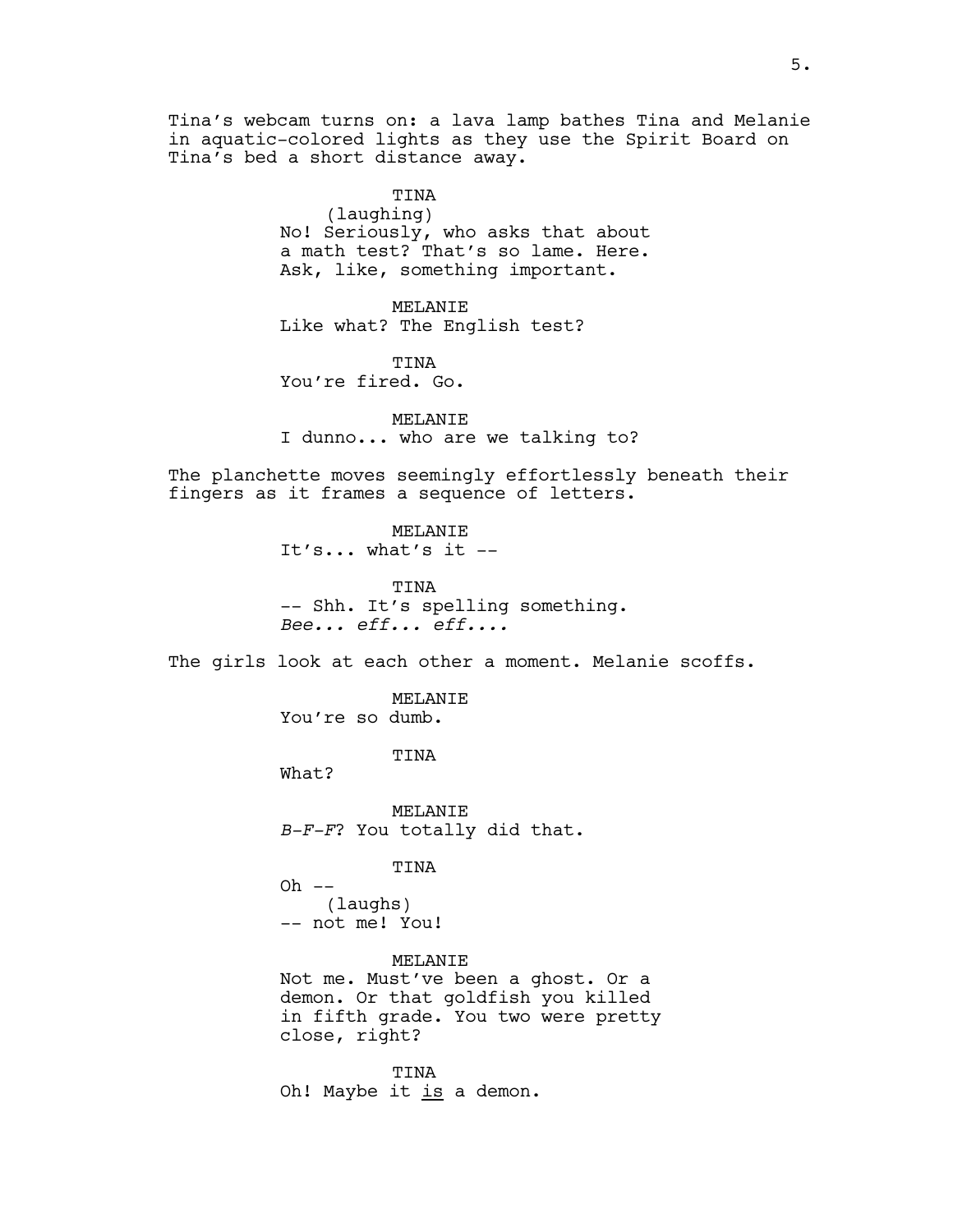Tina's webcam turns on: a lava lamp bathes Tina and Melanie in aquatic-colored lights as they use the Spirit Board on Tina's bed a short distance away.

TINA
(laughing)
No! Seriously, who asks that about a math test? That's so lame. Here. Ask, like, something important.

MELANIE
Like what? The English test?

TINA
You're fired. Go.

MELANIE
I dunno... who are we talking to?

The planchette moves seemingly effortlessly beneath their fingers as it frames a sequence of letters.

MELANIE
It's... what's it --

TINA
-- Shh. It's spelling something.
*Bee... eff... eff....*

The girls look at each other a moment. Melanie scoffs.

MELANIE
You're so dumb.

TINA
What?

MELANIE
*B-F-F*? You totally did that.

TINA
Oh --
(laughs)
-- not me! You!

MELANIE
Not me. Must've been a ghost. Or a demon. Or that goldfish you killed in fifth grade. You two were pretty close, right?

TINA
Oh! Maybe it <u>is</u> a demon.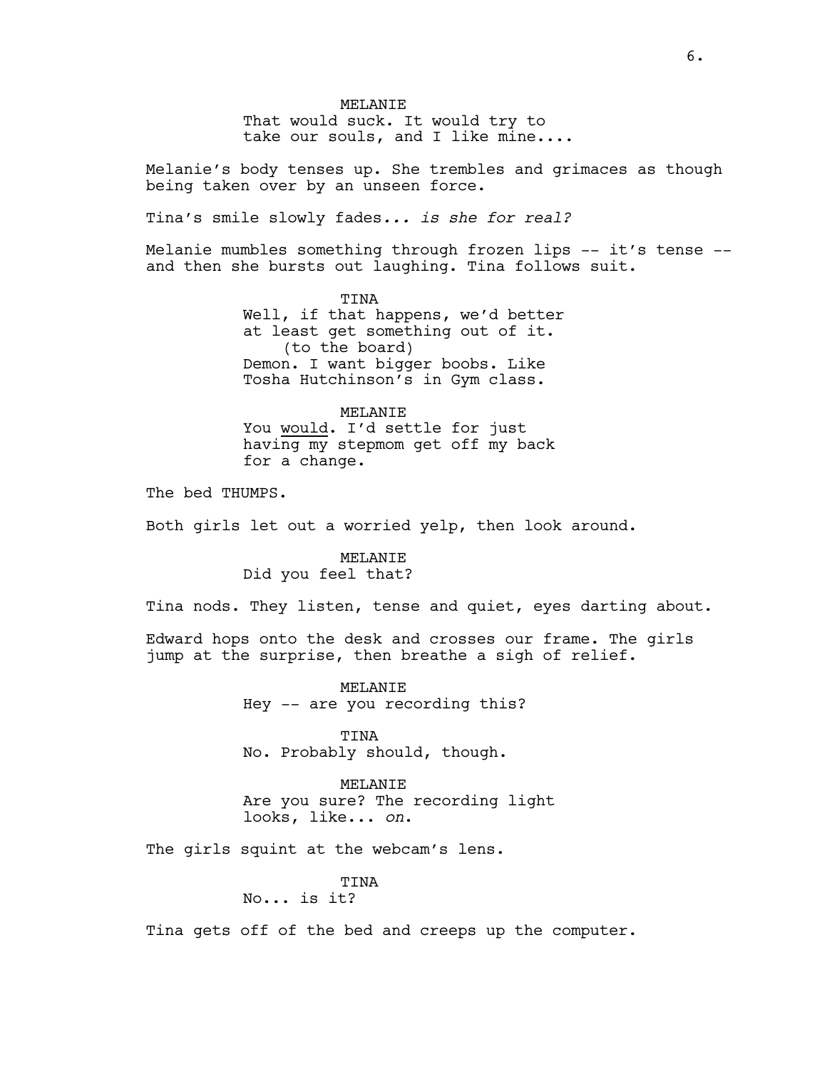MELANIE
That would suck. It would try to take our souls, and I like mine....

Melanie's body tenses up. She trembles and grimaces as though being taken over by an unseen force.

Tina's smile slowly fades*... is she for real?*

Melanie mumbles something through frozen lips -- it's tense -- and then she bursts out laughing. Tina follows suit.

TINA
Well, if that happens, we'd better at least get something out of it.
(to the board)
Demon. I want bigger boobs. Like Tosha Hutchinson's in Gym class.

MELANIE
You <u>would</u>. I'd settle for just having my stepmom get off my back for a change.

The bed THUMPS.

Both girls let out a worried yelp, then look around.

MELANIE
Did you feel that?

Tina nods. They listen, tense and quiet, eyes darting about.

Edward hops onto the desk and crosses our frame. The girls jump at the surprise, then breathe a sigh of relief.

MELANIE
Hey -- are you recording this?

TINA
No. Probably should, though.

MELANIE
Are you sure? The recording light looks, like... *on*.

The girls squint at the webcam's lens.

TINA
No... is it?

Tina gets off of the bed and creeps up the computer.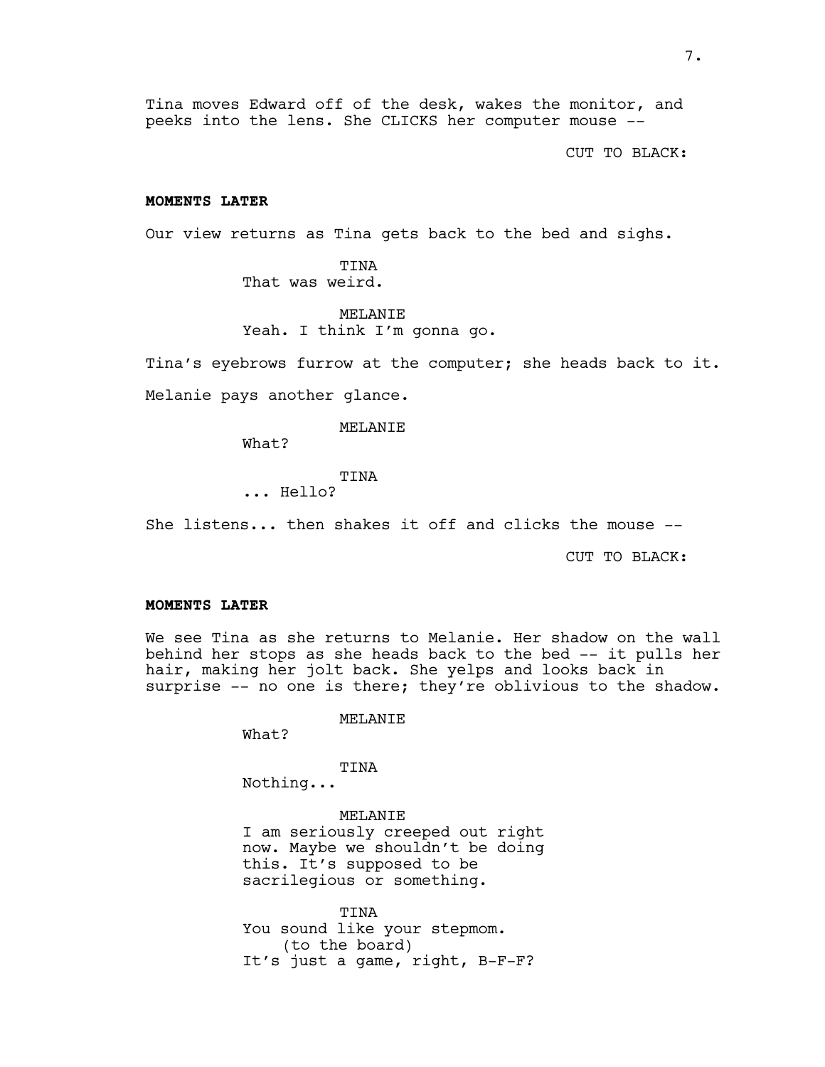Tina moves Edward off of the desk, wakes the monitor, and peeks into the lens. She CLICKS her computer mouse --

CUT TO BLACK:

**MOMENTS LATER**

Our view returns as Tina gets back to the bed and sighs.

TINA
That was weird.

MELANIE
Yeah. I think I'm gonna go.

Tina's eyebrows furrow at the computer; she heads back to it.

Melanie pays another glance.

MELANIE
What?

TINA
... Hello?

She listens... then shakes it off and clicks the mouse --

CUT TO BLACK:

**MOMENTS LATER**

We see Tina as she returns to Melanie. Her shadow on the wall behind her stops as she heads back to the bed -- it pulls her hair, making her jolt back. She yelps and looks back in surprise -- no one is there; they're oblivious to the shadow.

MELANIE
What?

TINA
Nothing...

MELANIE
I am seriously creeped out right now. Maybe we shouldn't be doing this. It's supposed to be sacrilegious or something.

TINA
You sound like your stepmom.
(to the board)
It's just a game, right, B-F-F?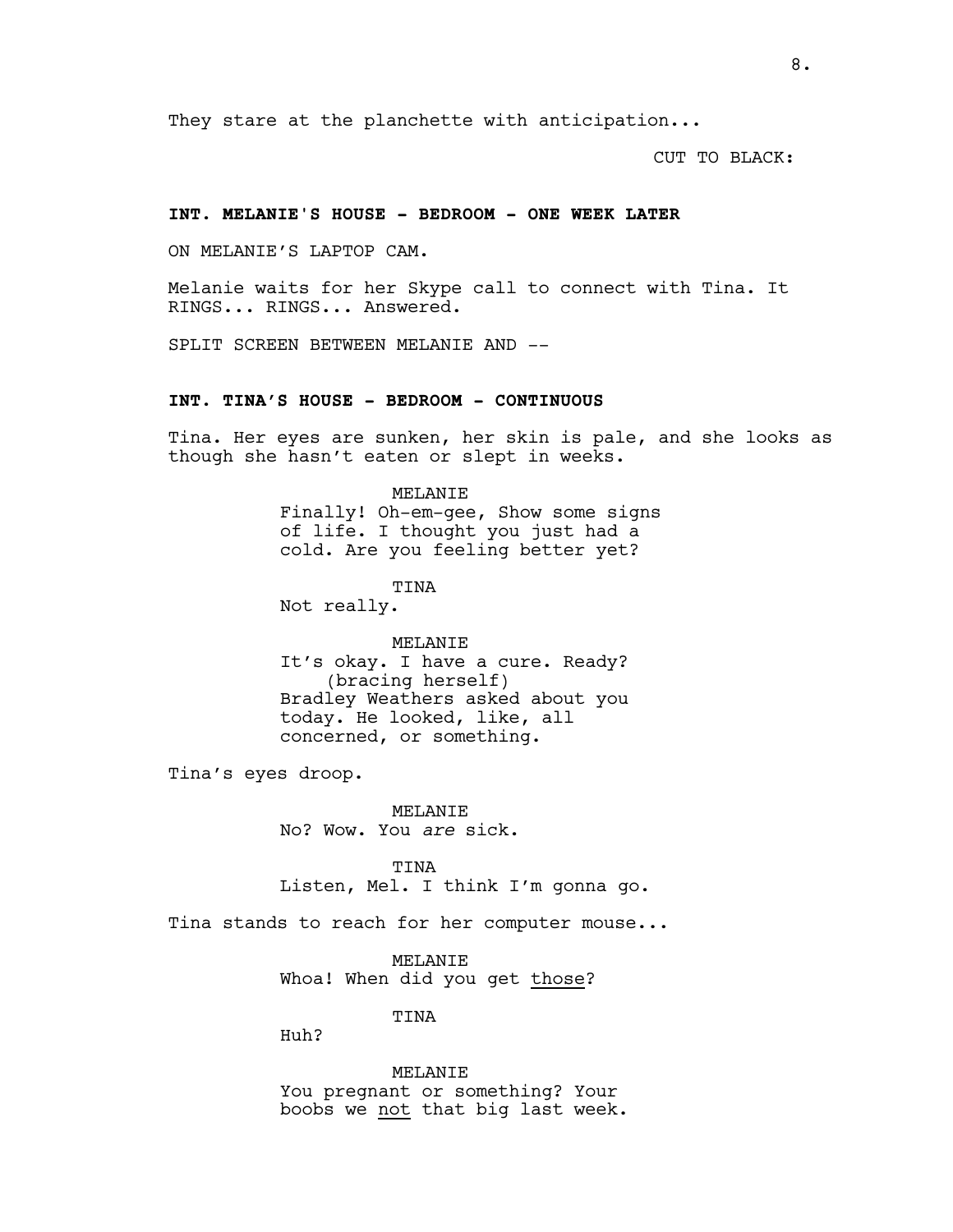They stare at the planchette with anticipation...

CUT TO BLACK:

**INT. MELANIE'S HOUSE - BEDROOM - ONE WEEK LATER**

ON MELANIE'S LAPTOP CAM.

Melanie waits for her Skype call to connect with Tina. It RINGS... RINGS... Answered.

SPLIT SCREEN BETWEEN MELANIE AND --

**INT. TINA'S HOUSE - BEDROOM - CONTINUOUS**

Tina. Her eyes are sunken, her skin is pale, and she looks as though she hasn't eaten or slept in weeks.

MELANIE
Finally! Oh-em-gee, Show some signs of life. I thought you just had a cold. Are you feeling better yet?

TINA
Not really.

MELANIE
It's okay. I have a cure. Ready?
(bracing herself)
Bradley Weathers asked about you today. He looked, like, all concerned, or something.

Tina's eyes droop.

MELANIE
No? Wow. You *are* sick.

TINA
Listen, Mel. I think I'm gonna go.

Tina stands to reach for her computer mouse...

MELANIE
Whoa! When did you get <u>those</u>?

TINA
Huh?

MELANIE
You pregnant or something? Your boobs we <u>not</u> that big last week.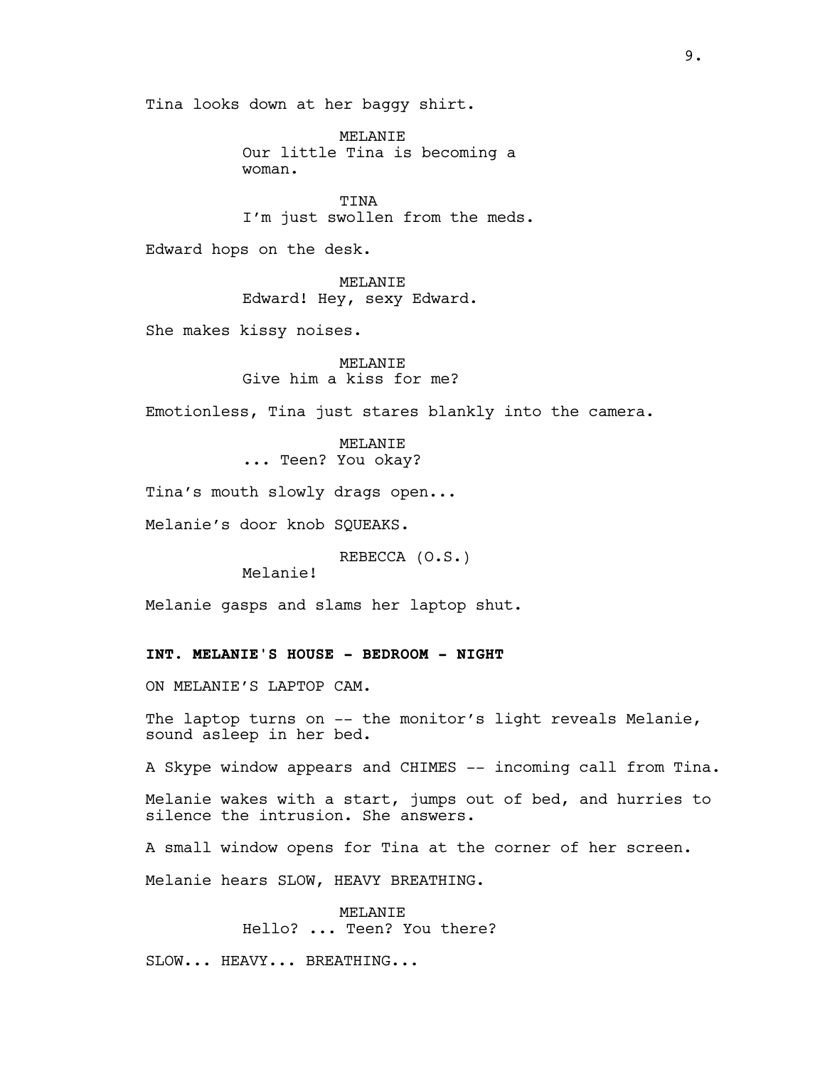Tina looks down at her baggy shirt.

MELANIE
Our little Tina is becoming a woman.

TINA
I'm just swollen from the meds.

Edward hops on the desk.

MELANIE
Edward! Hey, sexy Edward.

She makes kissy noises.

MELANIE
Give him a kiss for me?

Emotionless, Tina just stares blankly into the camera.

MELANIE
... Teen? You okay?

Tina's mouth slowly drags open...

Melanie's door knob SQUEAKS.

REBECCA (O.S.)
Melanie!

Melanie gasps and slams her laptop shut.

**INT. MELANIE'S HOUSE - BEDROOM - NIGHT**

ON MELANIE'S LAPTOP CAM.

The laptop turns on -- the monitor's light reveals Melanie, sound asleep in her bed.

A Skype window appears and CHIMES -- incoming call from Tina.

Melanie wakes with a start, jumps out of bed, and hurries to silence the intrusion. She answers.

A small window opens for Tina at the corner of her screen.

Melanie hears SLOW, HEAVY BREATHING.

MELANIE
Hello? ... Teen? You there?

SLOW... HEAVY... BREATHING...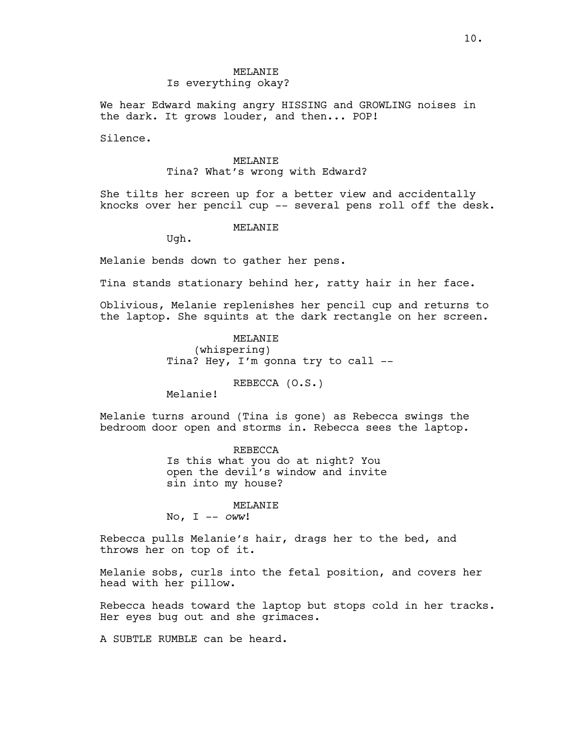MELANIE

Is everything okay?

We hear Edward making angry HISSING and GROWLING noises in the dark. It grows louder, and then... POP!

Silence.

MELANIE

Tina? What's wrong with Edward?

She tilts her screen up for a better view and accidentally knocks over her pencil cup -- several pens roll off the desk.

MELANIE

Ugh.

Melanie bends down to gather her pens.

Tina stands stationary behind her, ratty hair in her face.

Oblivious, Melanie replenishes her pencil cup and returns to the laptop. She squints at the dark rectangle on her screen.

MELANIE

(whispering)

Tina? Hey, I'm gonna try to call --

REBECCA (O.S.)

Melanie!

Melanie turns around (Tina is gone) as Rebecca swings the bedroom door open and storms in. Rebecca sees the laptop.

REBECCA

Is this what you do at night? You open the devil's window and invite sin into my house?

MELANIE

No, I -- *oww*!

Rebecca pulls Melanie's hair, drags her to the bed, and throws her on top of it.

Melanie sobs, curls into the fetal position, and covers her head with her pillow.

Rebecca heads toward the laptop but stops cold in her tracks. Her eyes bug out and she grimaces.

A SUBTLE RUMBLE can be heard.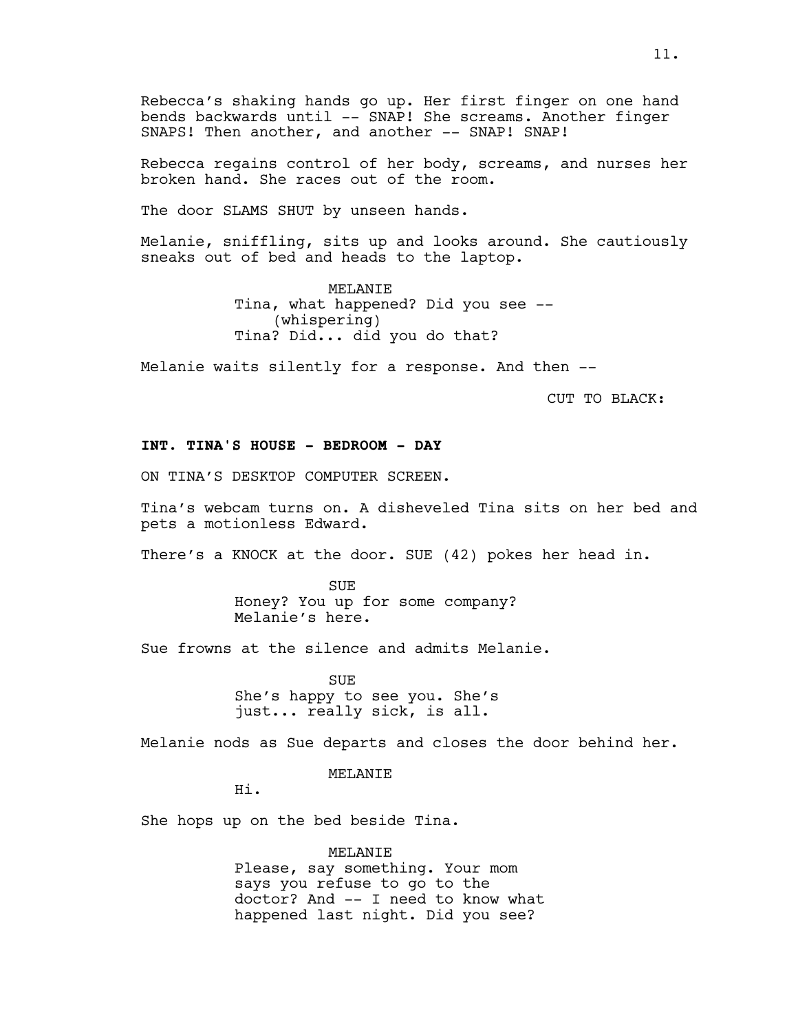Rebecca's shaking hands go up. Her first finger on one hand bends backwards until -- SNAP! She screams. Another finger SNAPS! Then another, and another -- SNAP! SNAP!

Rebecca regains control of her body, screams, and nurses her broken hand. She races out of the room.

The door SLAMS SHUT by unseen hands.

Melanie, sniffling, sits up and looks around. She cautiously sneaks out of bed and heads to the laptop.

MELANIE
Tina, what happened? Did you see --
(whispering)
Tina? Did... did you do that?

Melanie waits silently for a response. And then --

CUT TO BLACK:

**INT. TINA'S HOUSE - BEDROOM - DAY**

ON TINA'S DESKTOP COMPUTER SCREEN.

Tina's webcam turns on. A disheveled Tina sits on her bed and pets a motionless Edward.

There's a KNOCK at the door. SUE (42) pokes her head in.

SUE
Honey? You up for some company? Melanie's here.

Sue frowns at the silence and admits Melanie.

SUE
She's happy to see you. She's just... really sick, is all.

Melanie nods as Sue departs and closes the door behind her.

MELANIE
Hi.

She hops up on the bed beside Tina.

MELANIE
Please, say something. Your mom says you refuse to go to the doctor? And -- I need to know what happened last night. Did you see?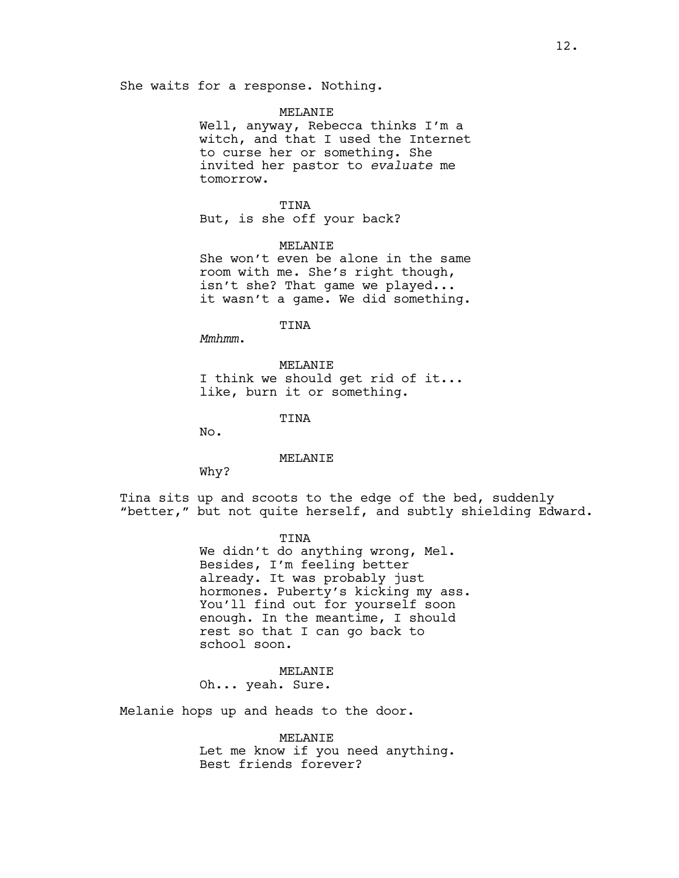She waits for a response. Nothing.

MELANIE
Well, anyway, Rebecca thinks I'm a witch, and that I used the Internet to curse her or something. She invited her pastor to *evaluate* me tomorrow.

TINA
But, is she off your back?

MELANIE
She won't even be alone in the same room with me. She's right though, isn't she? That game we played... it wasn't a game. We did something.

TINA
*Mmhmm.*

MELANIE
I think we should get rid of it... like, burn it or something.

TINA
No.

MELANIE
Why?

Tina sits up and scoots to the edge of the bed, suddenly "better," but not quite herself, and subtly shielding Edward.

TINA
We didn't do anything wrong, Mel. Besides, I'm feeling better already. It was probably just hormones. Puberty's kicking my ass. You'll find out for yourself soon enough. In the meantime, I should rest so that I can go back to school soon.

MELANIE
Oh... yeah. Sure.

Melanie hops up and heads to the door.

MELANIE
Let me know if you need anything. Best friends forever?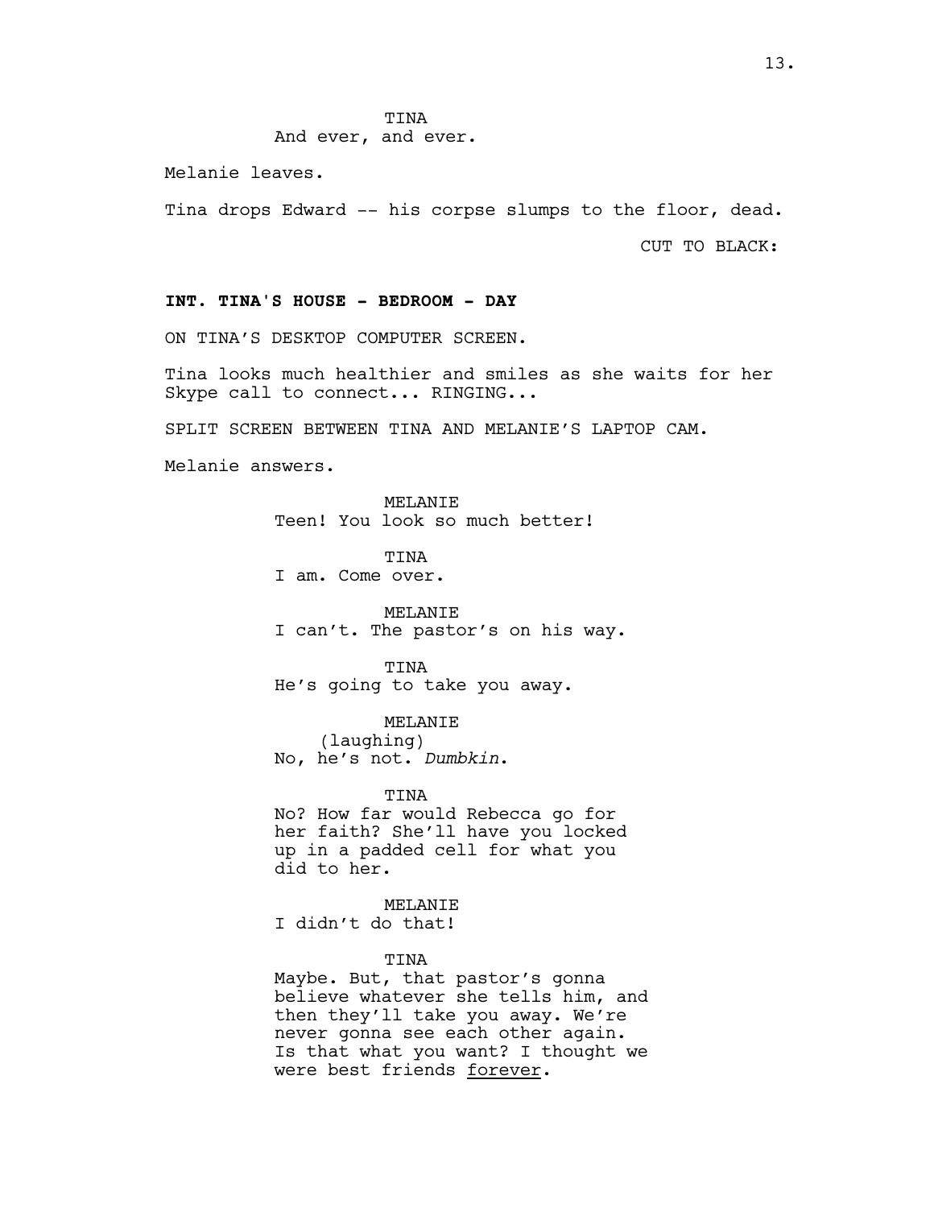TINA
And ever, and ever.

Melanie leaves.

Tina drops Edward -- his corpse slumps to the floor, dead.

CUT TO BLACK:

**INT. TINA'S HOUSE - BEDROOM - DAY**

ON TINA'S DESKTOP COMPUTER SCREEN.

Tina looks much healthier and smiles as she waits for her Skype call to connect... RINGING...

SPLIT SCREEN BETWEEN TINA AND MELANIE'S LAPTOP CAM.

Melanie answers.

MELANIE
Teen! You look so much better!

TINA
I am. Come over.

MELANIE
I can't. The pastor's on his way.

TINA
He's going to take you away.

MELANIE
(laughing)
No, he's not. *Dumbkin*.

TINA
No? How far would Rebecca go for her faith? She'll have you locked up in a padded cell for what you did to her.

MELANIE
I didn't do that!

TINA
Maybe. But, that pastor's gonna believe whatever she tells him, and then they'll take you away. We're never gonna see each other again. Is that what you want? I thought we were best friends <u>forever</u>.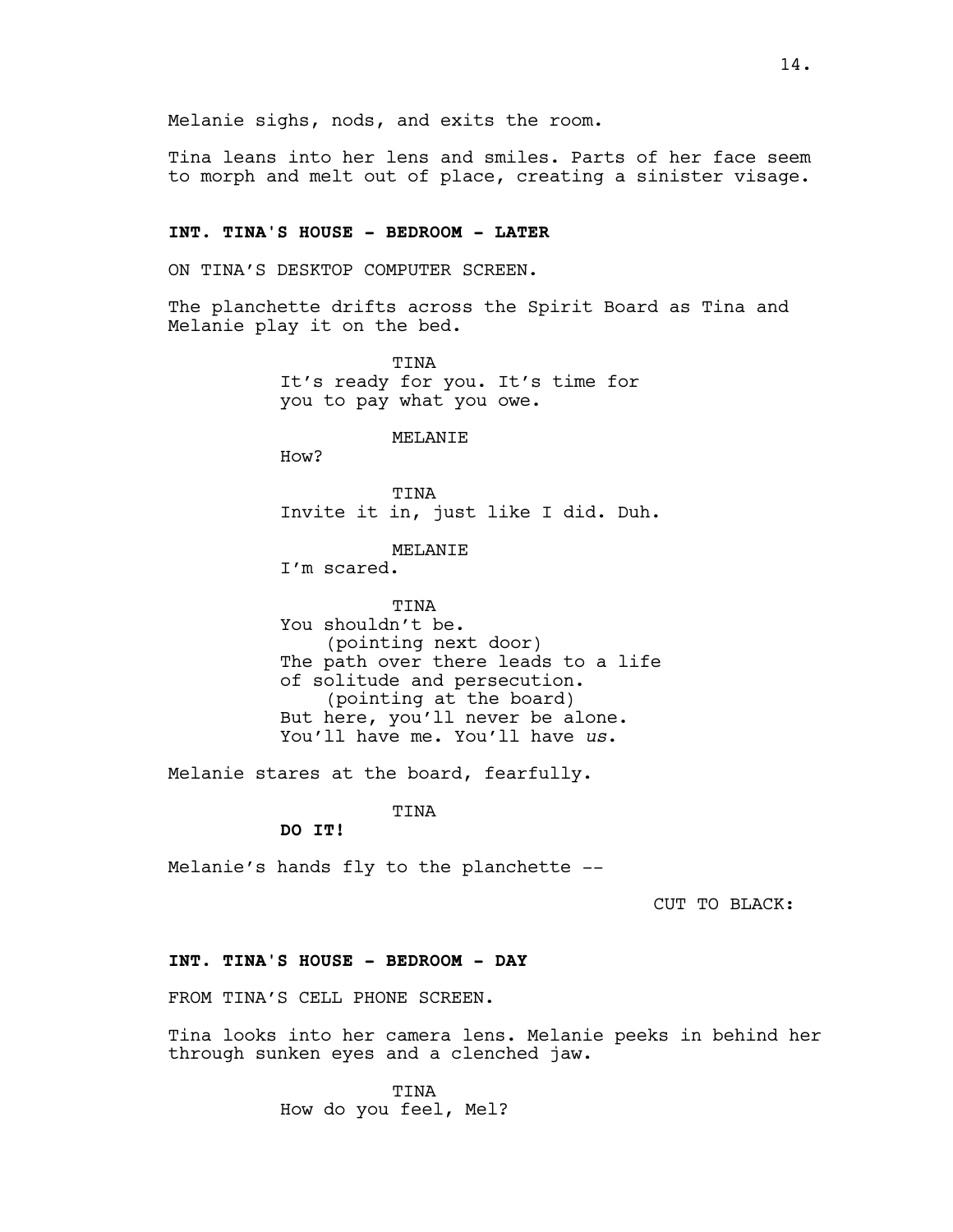Melanie sighs, nods, and exits the room.

Tina leans into her lens and smiles. Parts of her face seem to morph and melt out of place, creating a sinister visage.

**INT. TINA'S HOUSE - BEDROOM - LATER**

ON TINA'S DESKTOP COMPUTER SCREEN.

The planchette drifts across the Spirit Board as Tina and Melanie play it on the bed.

TINA
It's ready for you. It's time for you to pay what you owe.

MELANIE
How?

TINA
Invite it in, just like I did. Duh.

MELANIE
I'm scared.

TINA
You shouldn't be.
(pointing next door)
The path over there leads to a life of solitude and persecution.
(pointing at the board)
But here, you'll never be alone. You'll have me. You'll have *us*.

Melanie stares at the board, fearfully.

TINA
**DO IT!**

Melanie's hands fly to the planchette --

CUT TO BLACK:

**INT. TINA'S HOUSE - BEDROOM - DAY**

FROM TINA'S CELL PHONE SCREEN.

Tina looks into her camera lens. Melanie peeks in behind her through sunken eyes and a clenched jaw.

TINA
How do you feel, Mel?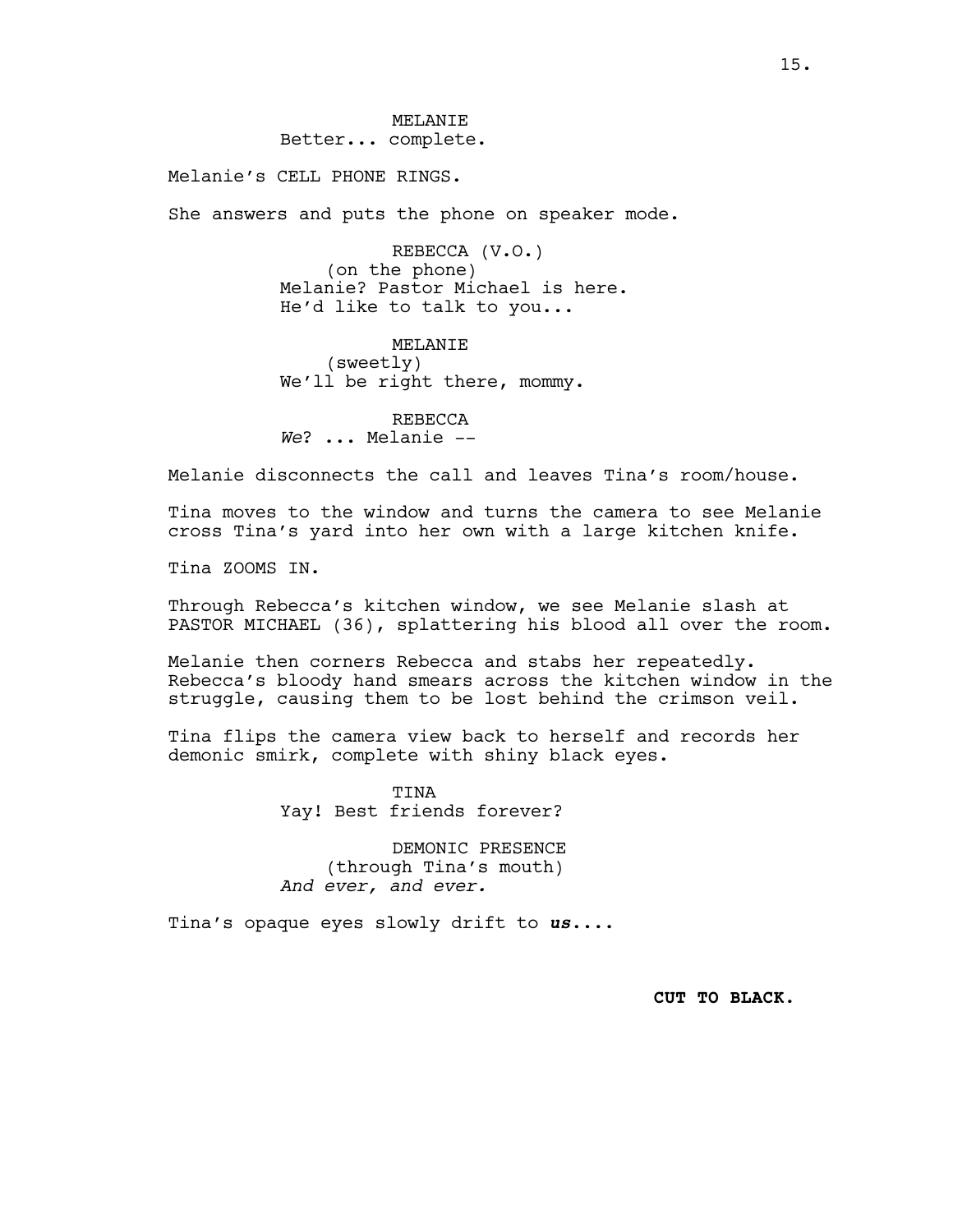MELANIE
Better... complete.

Melanie's CELL PHONE RINGS.

She answers and puts the phone on speaker mode.

REBECCA (V.O.)
(on the phone)
Melanie? Pastor Michael is here.
He'd like to talk to you...

MELANIE
(sweetly)
We'll be right there, mommy.

REBECCA
*We*? ... Melanie --

Melanie disconnects the call and leaves Tina's room/house.

Tina moves to the window and turns the camera to see Melanie cross Tina's yard into her own with a large kitchen knife.

Tina ZOOMS IN.

Through Rebecca's kitchen window, we see Melanie slash at PASTOR MICHAEL (36), splattering his blood all over the room.

Melanie then corners Rebecca and stabs her repeatedly. Rebecca's bloody hand smears across the kitchen window in the struggle, causing them to be lost behind the crimson veil.

Tina flips the camera view back to herself and records her demonic smirk, complete with shiny black eyes.

TINA
Yay! Best friends forever?

DEMONIC PRESENCE
(through Tina's mouth)
*And ever, and ever.*

Tina's opaque eyes slowly drift to ***us***....

**CUT TO BLACK.**